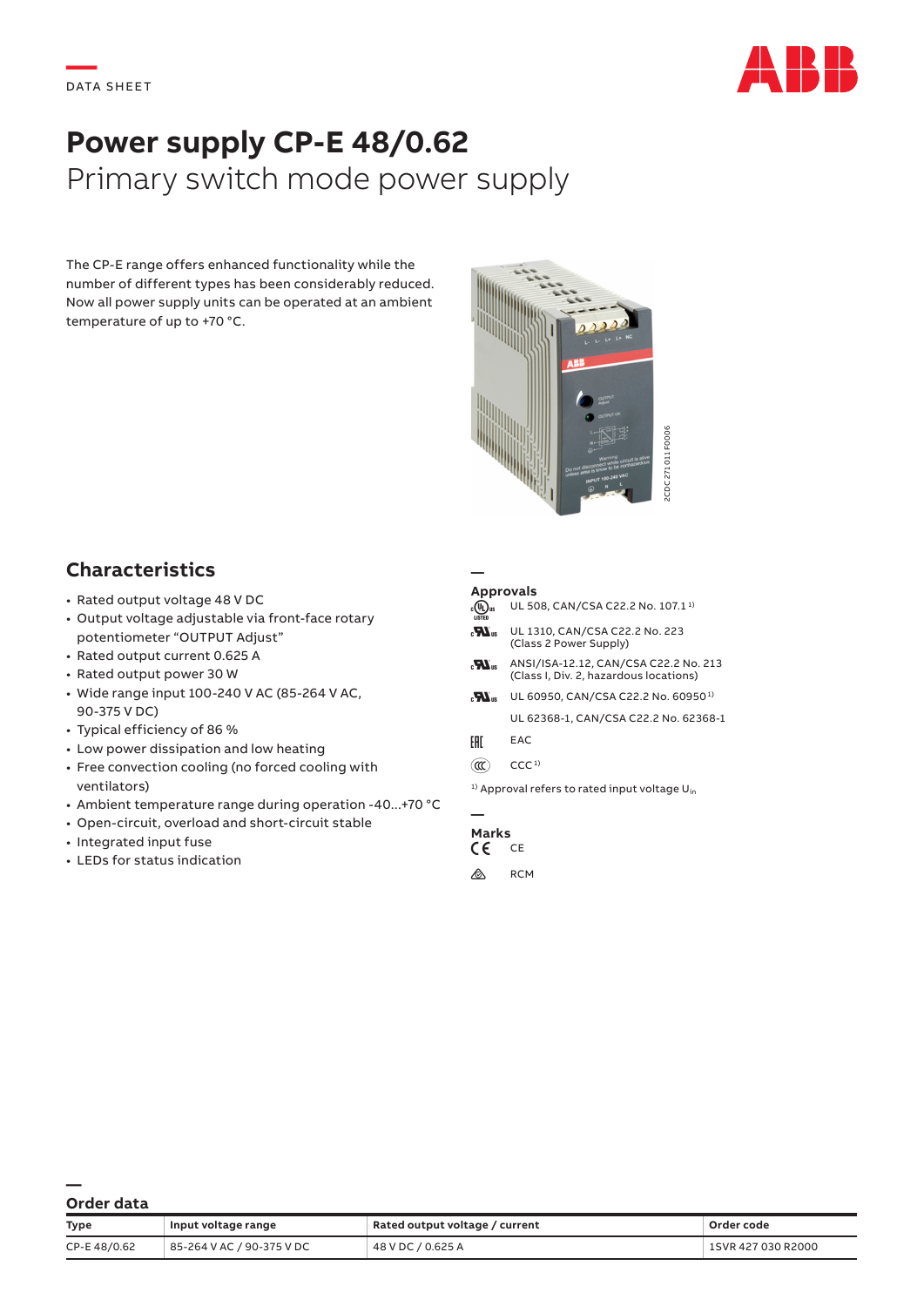DATA SHEET

# Power supply CP-E 48/0.62

Primary switch mode power supply

The CP-E range offers enhanced functionality while the number of different types has been considerably reduced. Now all power supply units can be operated at an ambient temperature of up to +70 °C.

2CDC 271 011 F0006

## Characteristics

- Rated output voltage 48 V DC
- Output voltage adjustable via front-face rotary potentiometer "OUTPUT Adjust"
- Rated output current 0.625 A
- Rated output power 30 W
- Wide range input 100-240 V AC (85-264 V AC, 90-375 V DC)
- Typical efficiency of 86 %
- Low power dissipation and low heating
- Free convection cooling (no forced cooling with ventilators)
- Ambient temperature range during operation -40...+70 °C
- Open-circuit, overload and short-circuit stable
- Integrated input fuse
- LEDs for status indication

### Approvals

- UL 508, CAN/CSA C22.2 No. 107.1 [1]
- UL 1310, CAN/CSA C22.2 No. 223 (Class 2 Power Supply)
- ANSI/ISA-12.12, CAN/CSA C22.2 No. 213 (Class I, Div. 2, hazardous locations)
- UL 60950, CAN/CSA C22.2 No. 60950 [1]
- UL 62368-1, CAN/CSA C22.2 No. 62368-1
- EAC
- CCC [1]

[1] Approval refers to rated input voltage $U_{in}$

### Marks

- CE
- RCM

## Order data

| Type | Input voltage range | Rated output voltage / current | Order code |
|---|---|---|---|
| CP-E 48/0.62 | 85-264 V AC / 90-375 V DC | 48 V DC / 0.625 A | 1SVR 427 030 R2000 |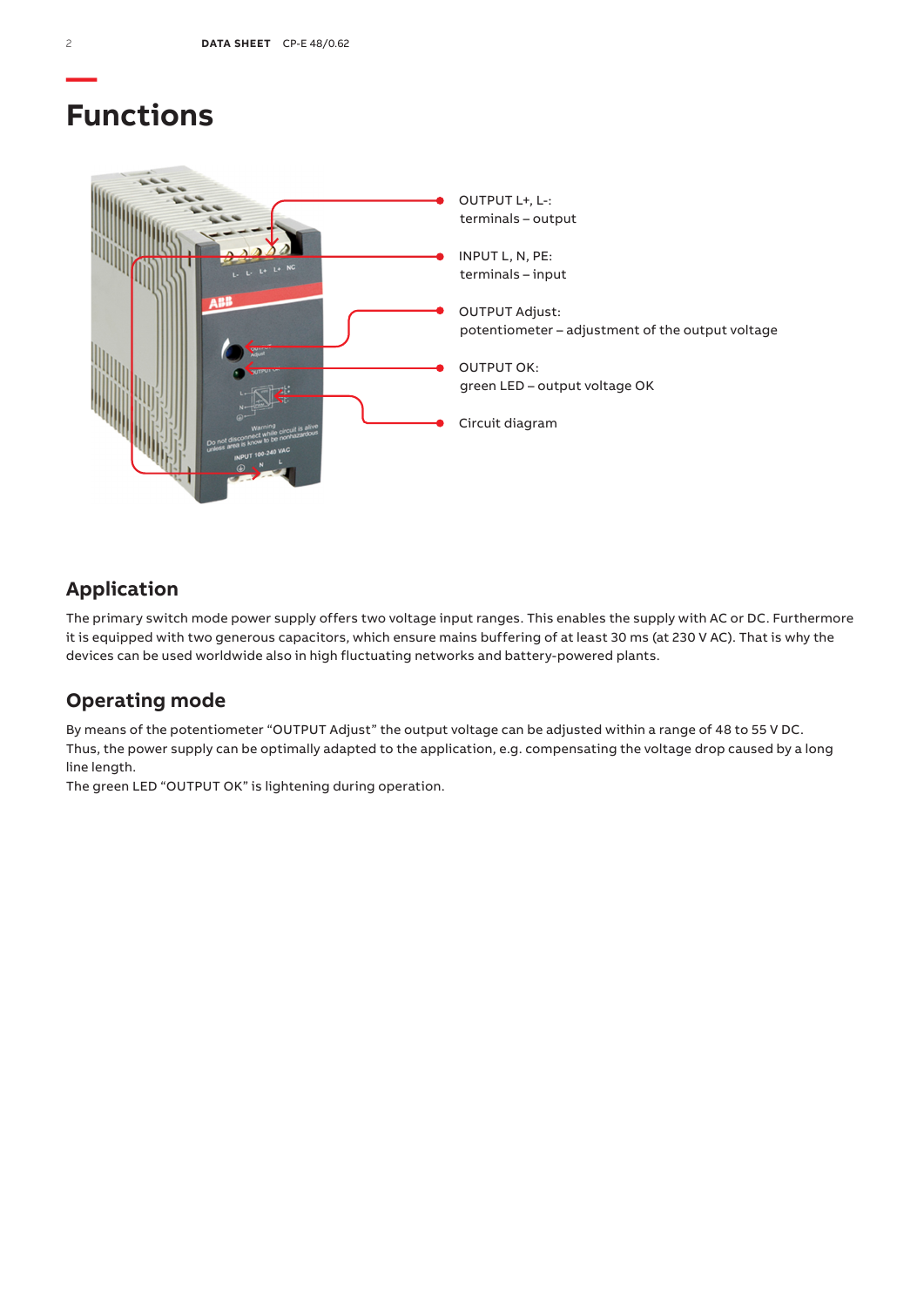# Functions

- OUTPUT L+, L-: terminals – output
- INPUT L, N, PE: terminals – input
- OUTPUT Adjust: potentiometer – adjustment of the output voltage
- OUTPUT OK: green LED – output voltage OK
- Circuit diagram

## Application

The primary switch mode power supply offers two voltage input ranges. This enables the supply with AC or DC. Furthermore it is equipped with two generous capacitors, which ensure mains buffering of at least 30 ms (at 230 V AC). That is why the devices can be used worldwide also in high fluctuating networks and battery-powered plants.

## Operating mode

By means of the potentiometer “OUTPUT Adjust” the output voltage can be adjusted within a range of 48 to 55 V DC. Thus, the power supply can be optimally adapted to the application, e.g. compensating the voltage drop caused by a long line length.
The green LED “OUTPUT OK” is lightening during operation.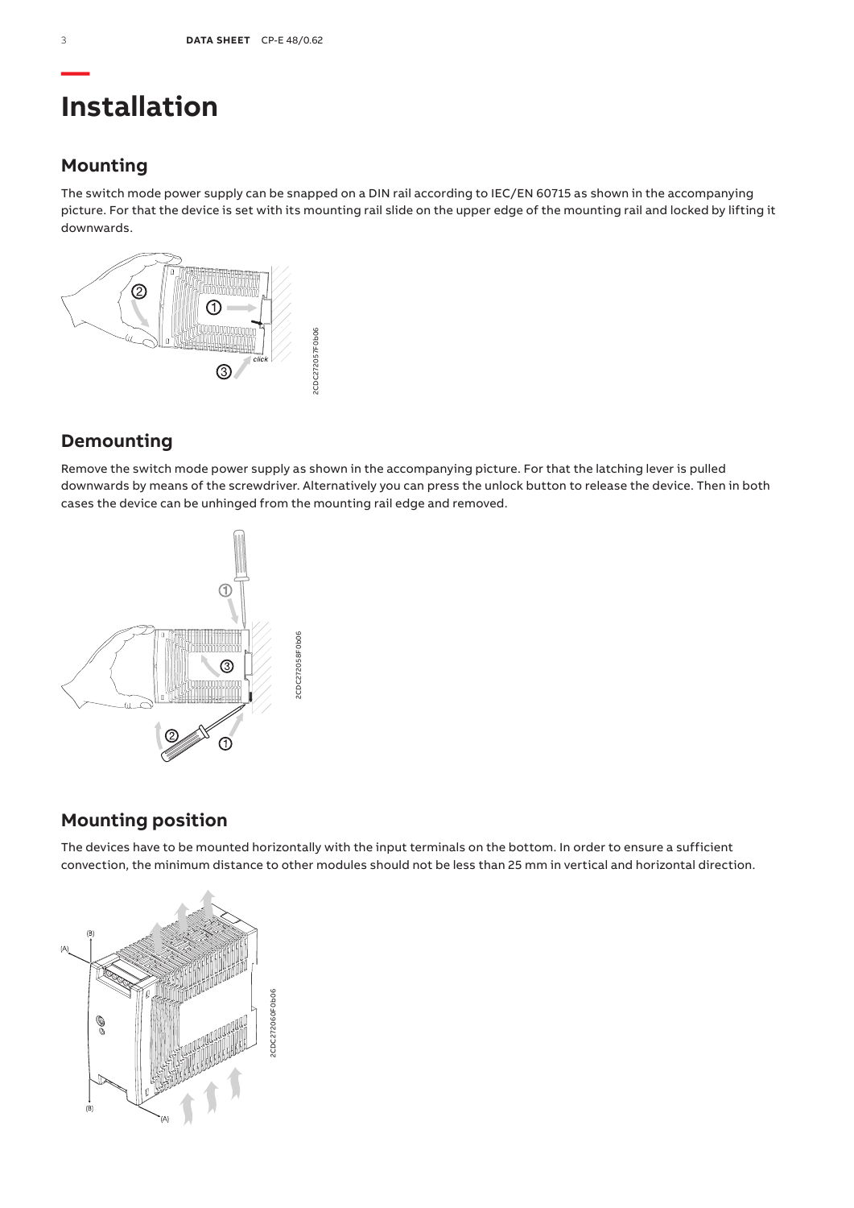# Installation

## Mounting

The switch mode power supply can be snapped on a DIN rail according to IEC/EN 60715 as shown in the accompanying picture. For that the device is set with its mounting rail slide on the upper edge of the mounting rail and locked by lifting it downwards.

## Demounting

Remove the switch mode power supply as shown in the accompanying picture. For that the latching lever is pulled downwards by means of the screwdriver. Alternatively you can press the unlock button to release the device. Then in both cases the device can be unhinged from the mounting rail edge and removed.

## Mounting position

The devices have to be mounted horizontally with the input terminals on the bottom. In order to ensure a sufficient convection, the minimum distance to other modules should not be less than 25 mm in vertical and horizontal direction.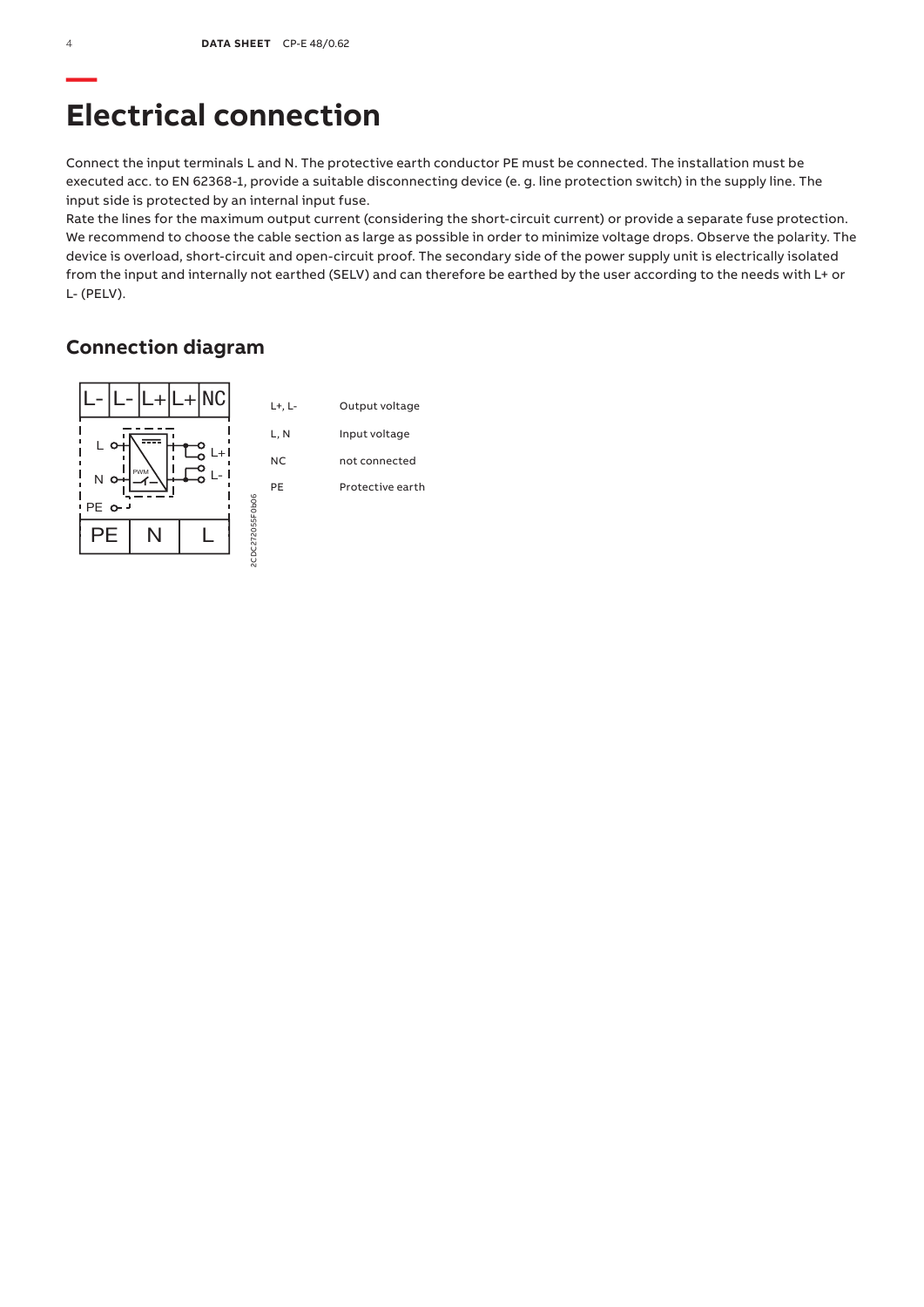# Electrical connection

Connect the input terminals L and N. The protective earth conductor PE must be connected. The installation must be executed acc. to EN 62368-1, provide a suitable disconnecting device (e. g. line protection switch) in the supply line. The input side is protected by an internal input fuse.
Rate the lines for the maximum output current (considering the short-circuit current) or provide a separate fuse protection. We recommend to choose the cable section as large as possible in order to minimize voltage drops. Observe the polarity. The device is overload, short-circuit and open-circuit proof. The secondary side of the power supply unit is electrically isolated from the input and internally not earthed (SELV) and can therefore be earthed by the user according to the needs with L+ or L- (PELV).

## Connection diagram

| | |
|---|---|
| L+, L- | Output voltage |
| L, N | Input voltage |
| NC | not connected |
| PE | Protective earth |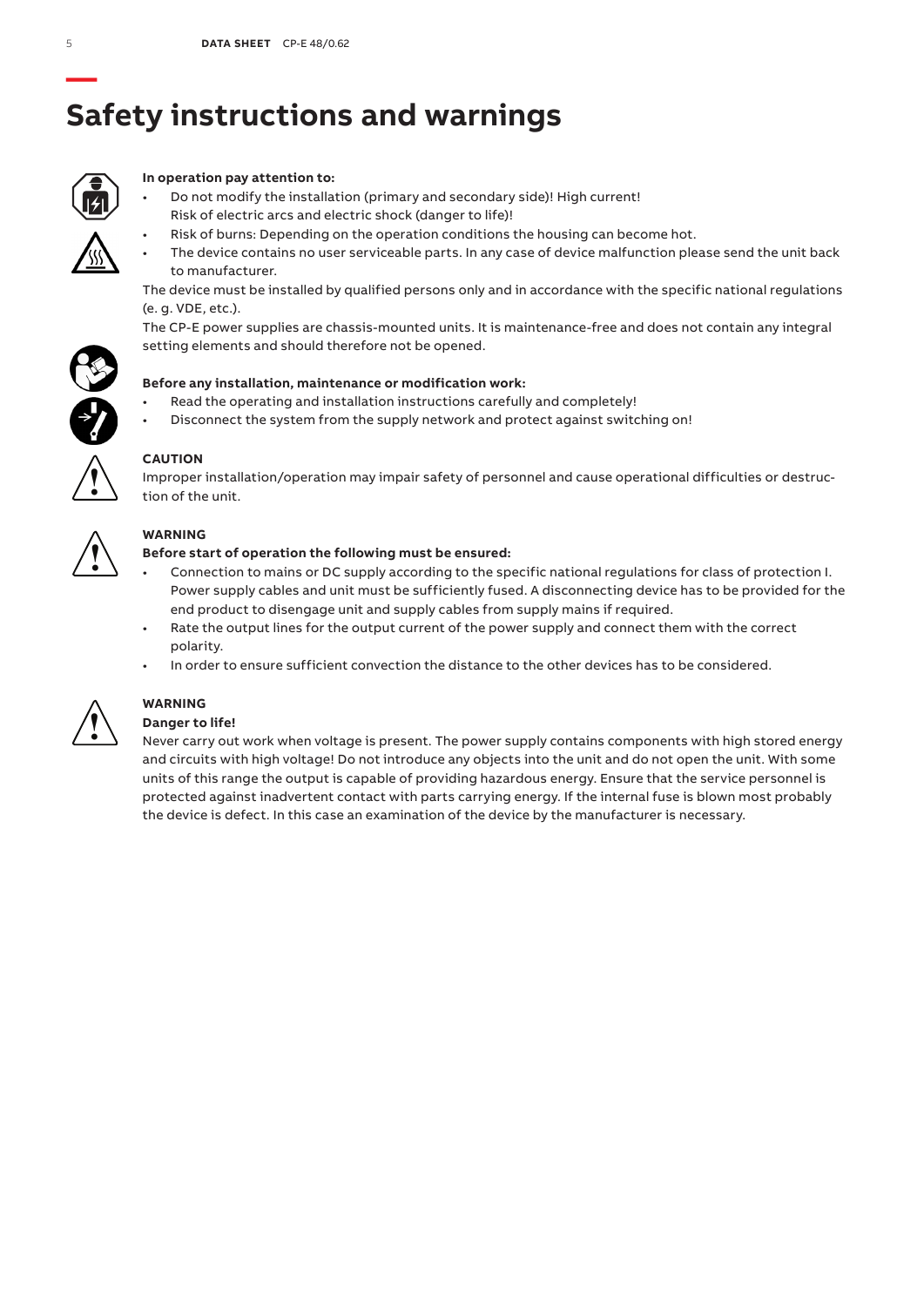# Safety instructions and warnings

**In operation pay attention to:**

- Do not modify the installation (primary and secondary side)! High current! Risk of electric arcs and electric shock (danger to life)!
- Risk of burns: Depending on the operation conditions the housing can become hot.
- The device contains no user serviceable parts. In any case of device malfunction please send the unit back to manufacturer.

The device must be installed by qualified persons only and in accordance with the specific national regulations (e. g. VDE, etc.).

The CP-E power supplies are chassis-mounted units. It is maintenance-free and does not contain any integral setting elements and should therefore not be opened.

**Before any installation, maintenance or modification work:**

- Read the operating and installation instructions carefully and completely!
- Disconnect the system from the supply network and protect against switching on!

**CAUTION**

Improper installation/operation may impair safety of personnel and cause operational difficulties or destruction of the unit.

**WARNING**

**Before start of operation the following must be ensured:**

- Connection to mains or DC supply according to the specific national regulations for class of protection I. Power supply cables and unit must be sufficiently fused. A disconnecting device has to be provided for the end product to disengage unit and supply cables from supply mains if required.
- Rate the output lines for the output current of the power supply and connect them with the correct polarity.
- In order to ensure sufficient convection the distance to the other devices has to be considered.

**WARNING**

**Danger to life!**

Never carry out work when voltage is present. The power supply contains components with high stored energy and circuits with high voltage! Do not introduce any objects into the unit and do not open the unit. With some units of this range the output is capable of providing hazardous energy. Ensure that the service personnel is protected against inadvertent contact with parts carrying energy. If the internal fuse is blown most probably the device is defect. In this case an examination of the device by the manufacturer is necessary.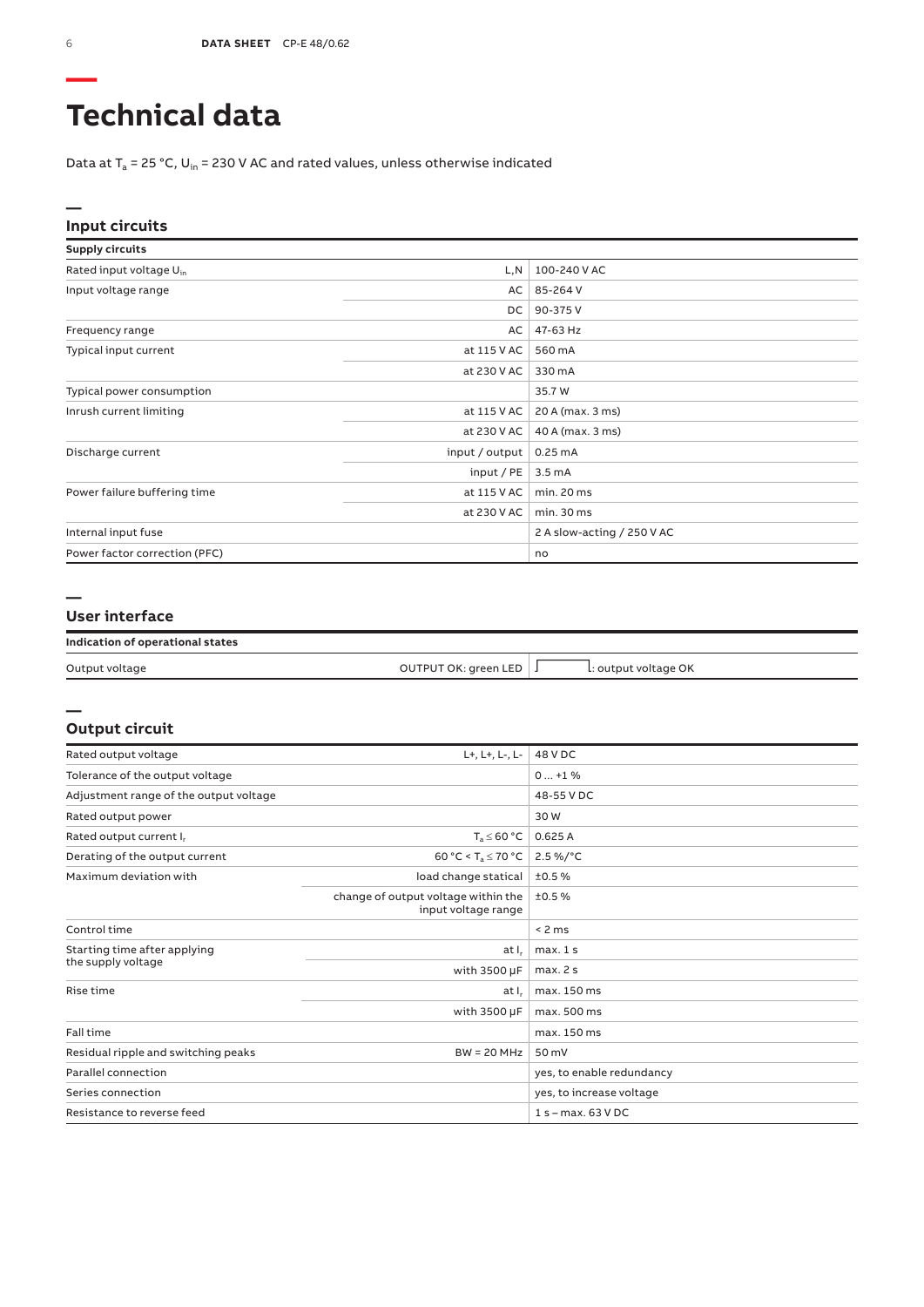# Technical data

Data at $T_a$ = 25 °C, $U_{in}$ = 230 V AC and rated values, unless otherwise indicated

## Input circuits

| **Supply circuits** | | |
|---|---|---|
| Rated input voltage $U_{in}$ | L,N | 100-240 V AC |
| Input voltage range | AC | 85-264 V |
| | DC | 90-375 V |
| Frequency range | AC | 47-63 Hz |
| Typical input current | at 115 V AC | 560 mA |
| | at 230 V AC | 330 mA |
| Typical power consumption | | 35.7 W |
| Inrush current limiting | at 115 V AC | 20 A (max. 3 ms) |
| | at 230 V AC | 40 A (max. 3 ms) |
| Discharge current | input / output | 0.25 mA |
| | input / PE | 3.5 mA |
| Power failure buffering time | at 115 V AC | min. 20 ms |
| | at 230 V AC | min. 30 ms |
| Internal input fuse | | 2 A slow-acting / 250 V AC |
| Power factor correction (PFC) | | no |

## User interface

| **Indication of operational states** | | |
|---|---|---|
| Output voltage | OUTPUT OK: green LED | ⎍: output voltage OK |

## Output circuit

| Rated output voltage | L+, L+, L-, L- | 48 V DC |
|---|---|---|
| Tolerance of the output voltage | | 0 ... +1 % |
| Adjustment range of the output voltage | | 48-55 V DC |
| Rated output power | | 30 W |
| Rated output current $I_r$ | $T_a \leq 60$ °C | 0.625 A |
| Derating of the output current | 60 °C < $T_a \leq 70$ °C | 2.5 %/°C |
| Maximum deviation with | load change statical | ±0.5 % |
| | change of output voltage within the input voltage range | ±0.5 % |
| Control time | | < 2 ms |
| Starting time after applying the supply voltage | at $I_r$ | max. 1 s |
| | with 3500 µF | max. 2 s |
| Rise time | at $I_r$ | max. 150 ms |
| | with 3500 µF | max. 500 ms |
| Fall time | | max. 150 ms |
| Residual ripple and switching peaks | BW = 20 MHz | 50 mV |
| Parallel connection | | yes, to enable redundancy |
| Series connection | | yes, to increase voltage |
| Resistance to reverse feed | | 1 s – max. 63 V DC |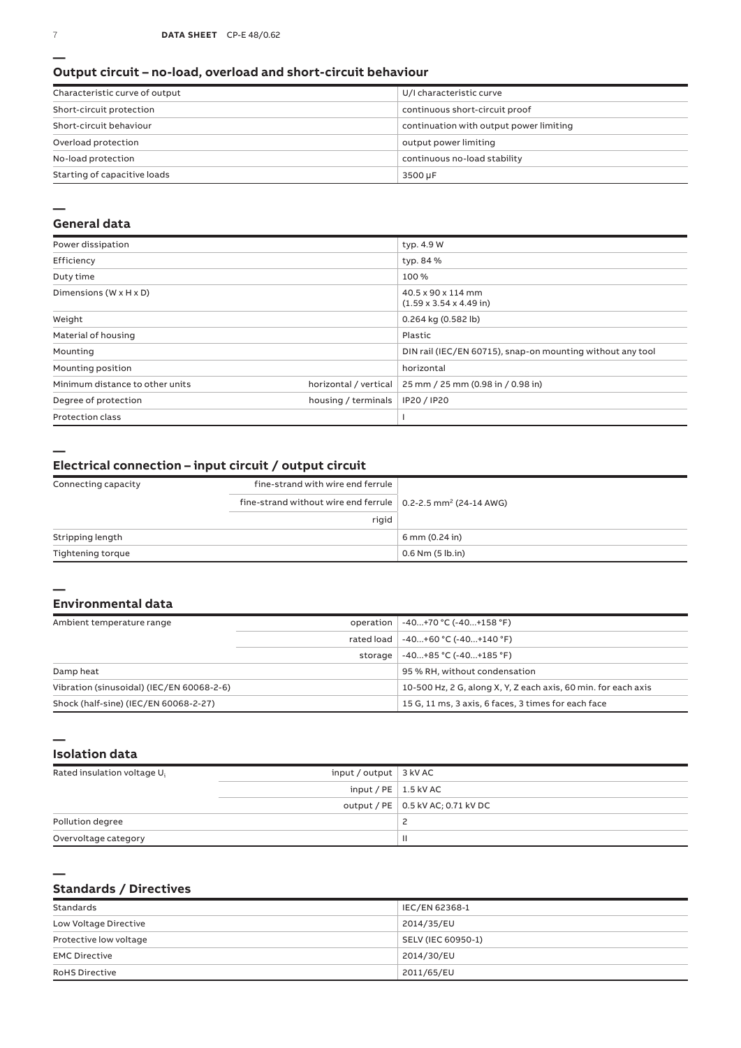## Output circuit – no-load, overload and short-circuit behaviour

| | |
|---|---|
| Characteristic curve of output | U/I characteristic curve |
| Short-circuit protection | continuous short-circuit proof |
| Short-circuit behaviour | continuation with output power limiting |
| Overload protection | output power limiting |
| No-load protection | continuous no-load stability |
| Starting of capacitive loads | 3500 µF |

## General data

| | | |
|---|---|---|
| Power dissipation | | typ. 4.9 W |
| Efficiency | | typ. 84 % |
| Duty time | | 100 % |
| Dimensions (W x H x D) | | 40.5 x 90 x 114 mm (1.59 x 3.54 x 4.49 in) |
| Weight | | 0.264 kg (0.582 lb) |
| Material of housing | | Plastic |
| Mounting | | DIN rail (IEC/EN 60715), snap-on mounting without any tool |
| Mounting position | | horizontal |
| Minimum distance to other units | horizontal / vertical | 25 mm / 25 mm (0.98 in / 0.98 in) |
| Degree of protection | housing / terminals | IP20 / IP20 |
| Protection class | | I |

## Electrical connection – input circuit / output circuit

| | | |
|---|---|---|
| Connecting capacity | fine-strand with wire end ferrule | 0.2-2.5 mm² (24-14 AWG) |
| | fine-strand without wire end ferrule | |
| | rigid | |
| Stripping length | | 6 mm (0.24 in) |
| Tightening torque | | 0.6 Nm (5 lb.in) |

## Environmental data

| | | |
|---|---|---|
| Ambient temperature range | operation | -40...+70 °C (-40...+158 °F) |
| | rated load | -40...+60 °C (-40...+140 °F) |
| | storage | -40...+85 °C (-40...+185 °F) |
| Damp heat | | 95 % RH, without condensation |
| Vibration (sinusoidal) (IEC/EN 60068-2-6) | | 10-500 Hz, 2 G, along X, Y, Z each axis, 60 min. for each axis |
| Shock (half-sine) (IEC/EN 60068-2-27) | | 15 G, 11 ms, 3 axis, 6 faces, 3 times for each face |

## Isolation data

| | | |
|---|---|---|
| Rated insulation voltage $U_i$ | input / output | 3 kV AC |
| | input / PE | 1.5 kV AC |
| | output / PE | 0.5 kV AC; 0.71 kV DC |
| Pollution degree | | 2 |
| Overvoltage category | | II |

## Standards / Directives

| | |
|---|---|
| Standards | IEC/EN 62368-1 |
| Low Voltage Directive | 2014/35/EU |
| Protective low voltage | SELV (IEC 60950-1) |
| EMC Directive | 2014/30/EU |
| RoHS Directive | 2011/65/EU |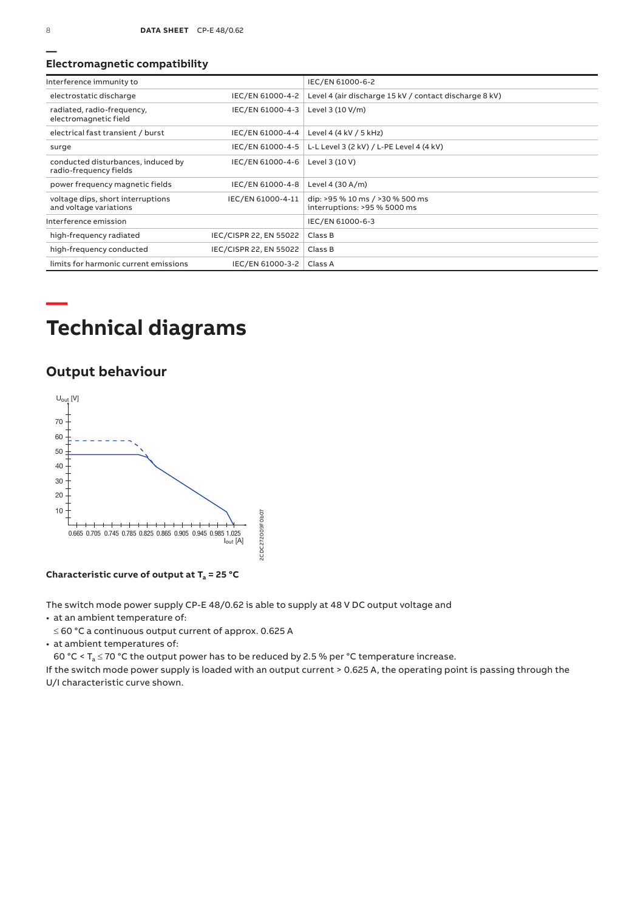## Electromagnetic compatibility

| Interference immunity to | | IEC/EN 61000-6-2 |
|---|---|---|
| electrostatic discharge | IEC/EN 61000-4-2 | Level 4 (air discharge 15 kV / contact discharge 8 kV) |
| radiated, radio-frequency, electromagnetic field | IEC/EN 61000-4-3 | Level 3 (10 V/m) |
| electrical fast transient / burst | IEC/EN 61000-4-4 | Level 4 (4 kV / 5 kHz) |
| surge | IEC/EN 61000-4-5 | L-L Level 3 (2 kV) / L-PE Level 4 (4 kV) |
| conducted disturbances, induced by radio-frequency fields | IEC/EN 61000-4-6 | Level 3 (10 V) |
| power frequency magnetic fields | IEC/EN 61000-4-8 | Level 4 (30 A/m) |
| voltage dips, short interruptions and voltage variations | IEC/EN 61000-4-11 | dip: >95 % 10 ms / >30 % 500 ms<br>interruptions: >95 % 5000 ms |
| Interference emission | | IEC/EN 61000-6-3 |
| high-frequency radiated | IEC/CISPR 22, EN 55022 | Class B |
| high-frequency conducted | IEC/CISPR 22, EN 55022 | Class B |
| limits for harmonic current emissions | IEC/EN 61000-3-2 | Class A |

# Technical diagrams

## Output behaviour

**Characteristic curve of output at $T_a$ = 25 °C**

The switch mode power supply CP-E 48/0.62 is able to supply at 48 V DC output voltage and

- at an ambient temperature of:
  ≤ 60 °C a continuous output current of approx. 0.625 A
- at ambient temperatures of:
  60 °C < $T_a$ ≤ 70 °C the output power has to be reduced by 2.5 % per °C temperature increase.

If the switch mode power supply is loaded with an output current > 0.625 A, the operating point is passing through the U/I characteristic curve shown.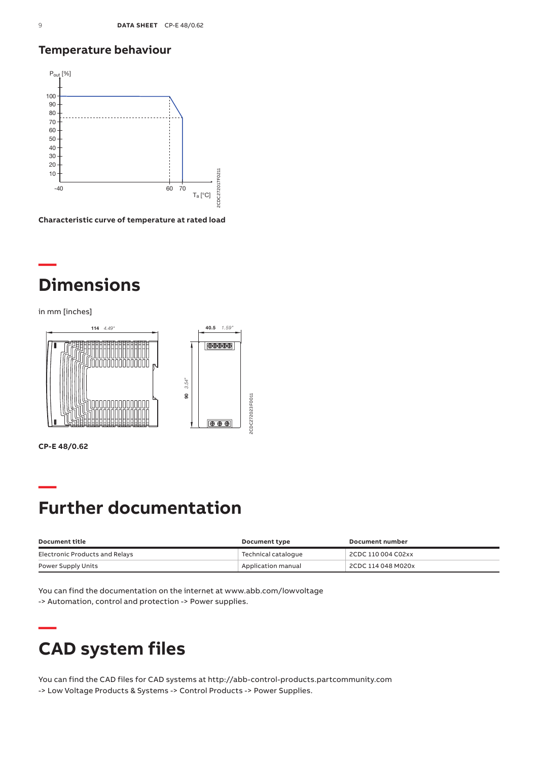## Temperature behaviour

**Characteristic curve of temperature at rated load**

# Dimensions

in mm [inches]

**CP-E 48/0.62**

# Further documentation

| Document title | Document type | Document number |
| --- | --- | --- |
| Electronic Products and Relays | Technical catalogue | 2CDC 110 004 C02xx |
| Power Supply Units | Application manual | 2CDC 114 048 M020x |

You can find the documentation on the internet at www.abb.com/lowvoltage
-> Automation, control and protection -> Power supplies.

# CAD system files

You can find the CAD files for CAD systems at http://abb-control-products.partcommunity.com
-> Low Voltage Products & Systems -> Control Products -> Power Supplies.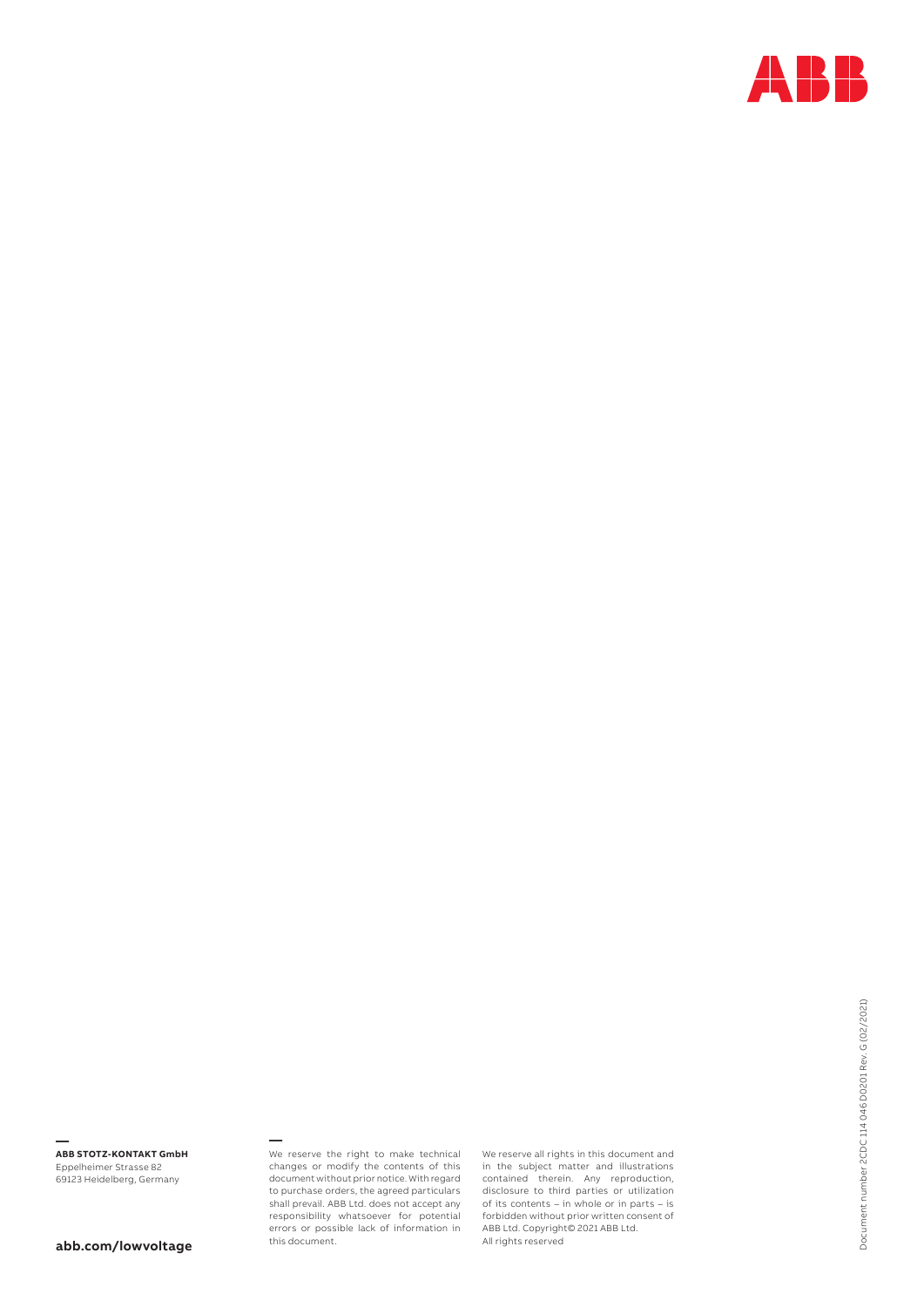**ABB STOTZ-KONTAKT GmbH**
Eppelheimer Strasse 82
69123 Heidelberg, Germany

**abb.com/lowvoltage**

We reserve the right to make technical changes or modify the contents of this document without prior notice. With regard to purchase orders, the agreed particulars shall prevail. ABB Ltd. does not accept any responsibility whatsoever for potential errors or possible lack of information in this document.

We reserve all rights in this document and in the subject matter and illustrations contained therein. Any reproduction, disclosure to third parties or utilization of its contents – in whole or in parts – is forbidden without prior written consent of ABB Ltd. Copyright© 2021 ABB Ltd.
All rights reserved

Document number 2CDC 114 046 D0201 Rev. G (02/2021)